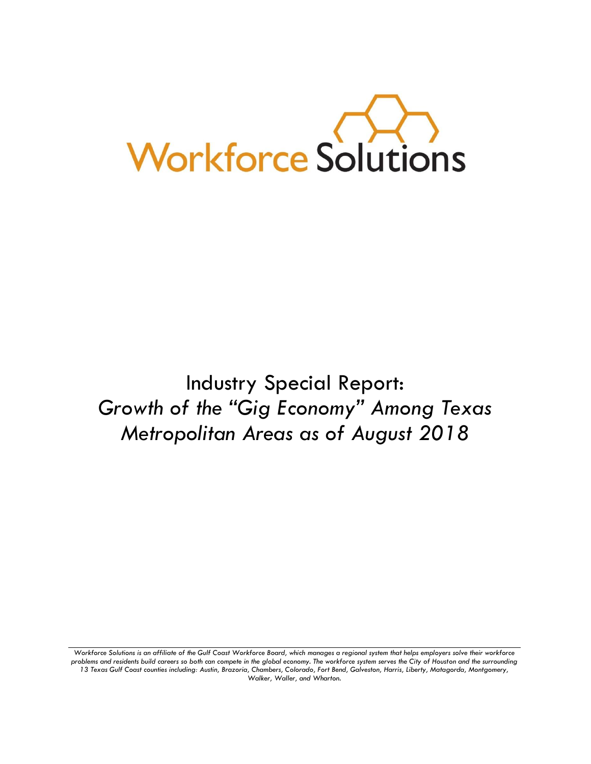Workforce Solutions

# Industry Special Report: *Growth of the "Gig Economy" Among Texas Metropolitan Areas as of August 2018*

---

*Workforce Solutions is an affiliate of the Gulf Coast Workforce Board, which manages a regional system that helps employers solve their workforce problems and residents build careers so both can compete in the global economy. The workforce system serves the City of Houston and the surrounding 13 Texas Gulf Coast counties including: Austin, Brazoria, Chambers, Colorado, Fort Bend, Galveston, Harris, Liberty, Matagorda, Montgomery, Walker, Waller, and Wharton.*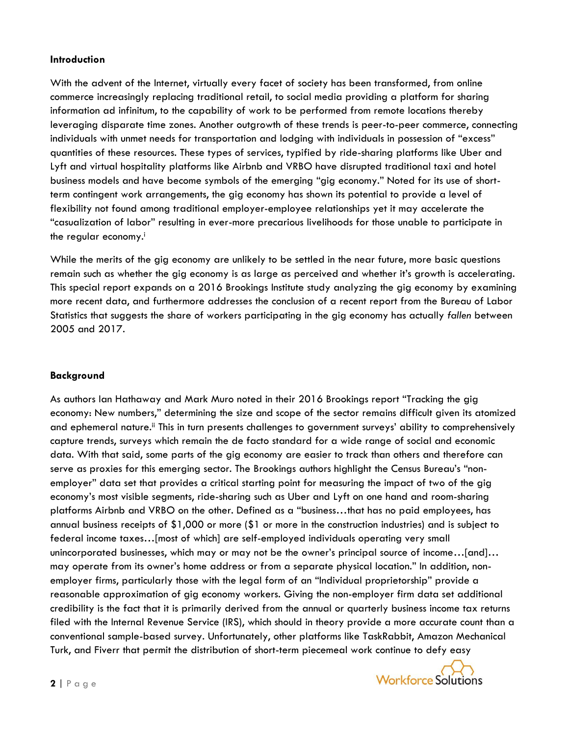**Introduction**

With the advent of the Internet, virtually every facet of society has been transformed, from online commerce increasingly replacing traditional retail, to social media providing a platform for sharing information ad infinitum, to the capability of work to be performed from remote locations thereby leveraging disparate time zones. Another outgrowth of these trends is peer-to-peer commerce, connecting individuals with unmet needs for transportation and lodging with individuals in possession of "excess" quantities of these resources. These types of services, typified by ride-sharing platforms like Uber and Lyft and virtual hospitality platforms like Airbnb and VRBO have disrupted traditional taxi and hotel business models and have become symbols of the emerging "gig economy." Noted for its use of short-term contingent work arrangements, the gig economy has shown its potential to provide a level of flexibility not found among traditional employer-employee relationships yet it may accelerate the "casualization of labor" resulting in ever-more precarious livelihoods for those unable to participate in the regular economy.[i]

While the merits of the gig economy are unlikely to be settled in the near future, more basic questions remain such as whether the gig economy is as large as perceived and whether it's growth is accelerating. This special report expands on a 2016 Brookings Institute study analyzing the gig economy by examining more recent data, and furthermore addresses the conclusion of a recent report from the Bureau of Labor Statistics that suggests the share of workers participating in the gig economy has actually *fallen* between 2005 and 2017.

**Background**

As authors Ian Hathaway and Mark Muro noted in their 2016 Brookings report "Tracking the gig economy: New numbers," determining the size and scope of the sector remains difficult given its atomized and ephemeral nature.[ii] This in turn presents challenges to government surveys' ability to comprehensively capture trends, surveys which remain the de facto standard for a wide range of social and economic data. With that said, some parts of the gig economy are easier to track than others and therefore can serve as proxies for this emerging sector. The Brookings authors highlight the Census Bureau's "non-employer" data set that provides a critical starting point for measuring the impact of two of the gig economy's most visible segments, ride-sharing such as Uber and Lyft on one hand and room-sharing platforms Airbnb and VRBO on the other. Defined as a "business…that has no paid employees, has annual business receipts of $1,000 or more ($1 or more in the construction industries) and is subject to federal income taxes…[most of which] are self-employed individuals operating very small unincorporated businesses, which may or may not be the owner's principal source of income…[and]… may operate from its owner's home address or from a separate physical location." In addition, non-employer firms, particularly those with the legal form of an "Individual proprietorship" provide a reasonable approximation of gig economy workers. Giving the non-employer firm data set additional credibility is the fact that it is primarily derived from the annual or quarterly business income tax returns filed with the Internal Revenue Service (IRS), which should in theory provide a more accurate count than a conventional sample-based survey. Unfortunately, other platforms like TaskRabbit, Amazon Mechanical Turk, and Fiverr that permit the distribution of short-term piecemeal work continue to defy easy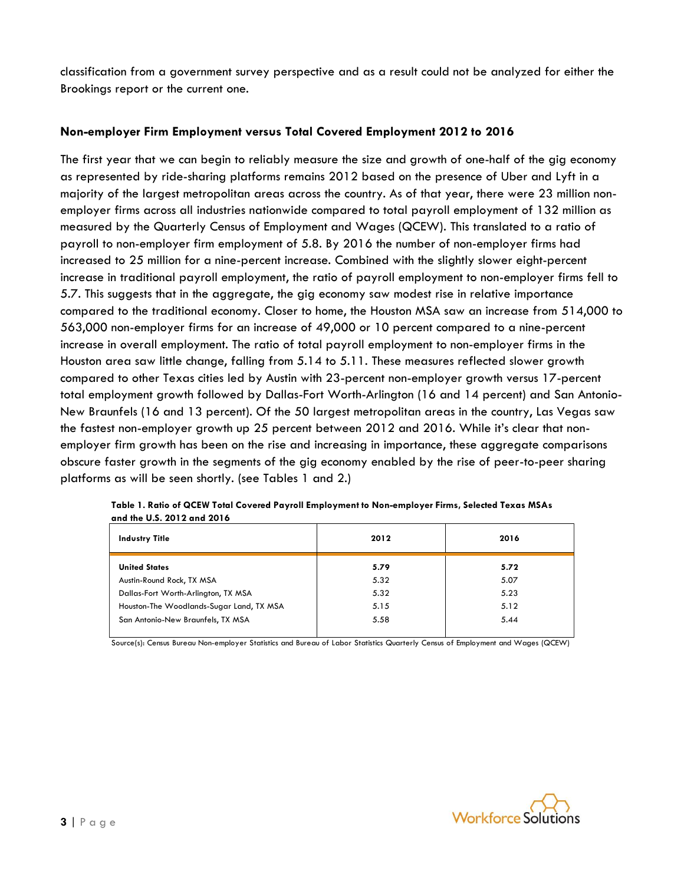classification from a government survey perspective and as a result could not be analyzed for either the Brookings report or the current one.

**Non-employer Firm Employment versus Total Covered Employment 2012 to 2016**

The first year that we can begin to reliably measure the size and growth of one-half of the gig economy as represented by ride-sharing platforms remains 2012 based on the presence of Uber and Lyft in a majority of the largest metropolitan areas across the country. As of that year, there were 23 million non-employer firms across all industries nationwide compared to total payroll employment of 132 million as measured by the Quarterly Census of Employment and Wages (QCEW). This translated to a ratio of payroll to non-employer firm employment of 5.8. By 2016 the number of non-employer firms had increased to 25 million for a nine-percent increase. Combined with the slightly slower eight-percent increase in traditional payroll employment, the ratio of payroll employment to non-employer firms fell to 5.7. This suggests that in the aggregate, the gig economy saw modest rise in relative importance compared to the traditional economy. Closer to home, the Houston MSA saw an increase from 514,000 to 563,000 non-employer firms for an increase of 49,000 or 10 percent compared to a nine-percent increase in overall employment. The ratio of total payroll employment to non-employer firms in the Houston area saw little change, falling from 5.14 to 5.11. These measures reflected slower growth compared to other Texas cities led by Austin with 23-percent non-employer growth versus 17-percent total employment growth followed by Dallas-Fort Worth-Arlington (16 and 14 percent) and San Antonio-New Braunfels (16 and 13 percent). Of the 50 largest metropolitan areas in the country, Las Vegas saw the fastest non-employer growth up 25 percent between 2012 and 2016. While it's clear that non-employer firm growth has been on the rise and increasing in importance, these aggregate comparisons obscure faster growth in the segments of the gig economy enabled by the rise of peer-to-peer sharing platforms as will be seen shortly. (see Tables 1 and 2.)

**Table 1. Ratio of QCEW Total Covered Payroll Employment to Non-employer Firms, Selected Texas MSAs and the U.S. 2012 and 2016**

| Industry Title | 2012 | 2016 |
|---|---|---|
| **United States** | **5.79** | **5.72** |
| Austin-Round Rock, TX MSA | 5.32 | 5.07 |
| Dallas-Fort Worth-Arlington, TX MSA | 5.32 | 5.23 |
| Houston-The Woodlands-Sugar Land, TX MSA | 5.15 | 5.12 |
| San Antonio-New Braunfels, TX MSA | 5.58 | 5.44 |

Source(s): Census Bureau Non-employer Statistics and Bureau of Labor Statistics Quarterly Census of Employment and Wages (QCEW)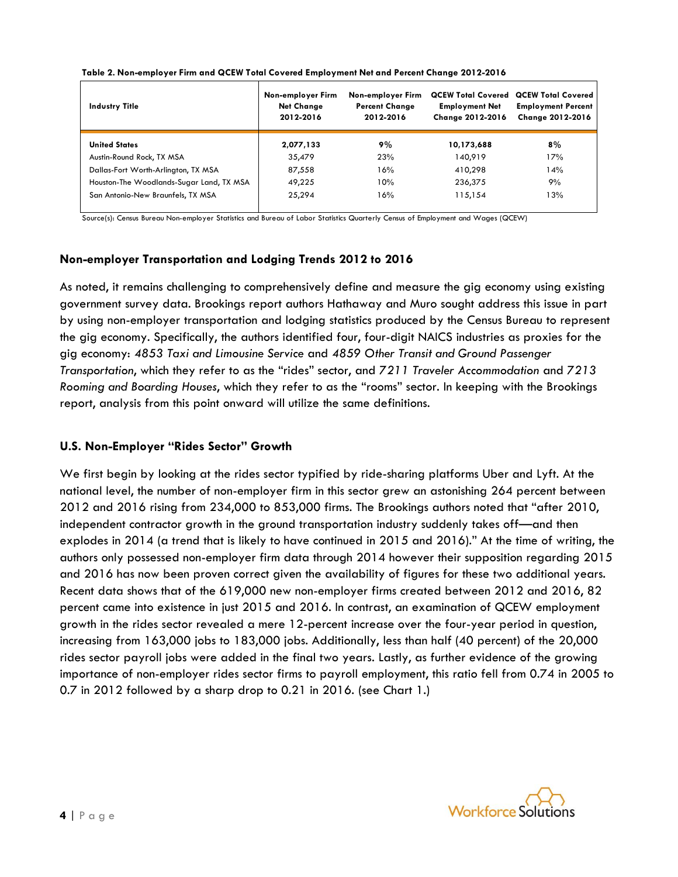**Table 2. Non-employer Firm and QCEW Total Covered Employment Net and Percent Change 2012-2016**

| Industry Title | Non-employer Firm Net Change 2012-2016 | Non-employer Firm Percent Change 2012-2016 | QCEW Total Covered Employment Net Change 2012-2016 | QCEW Total Covered Employment Percent Change 2012-2016 |
|---|---|---|---|---|
| **United States** | **2,077,133** | **9%** | **10,173,688** | **8%** |
| Austin-Round Rock, TX MSA | 35,479 | 23% | 140,919 | 17% |
| Dallas-Fort Worth-Arlington, TX MSA | 87,558 | 16% | 410,298 | 14% |
| Houston-The Woodlands-Sugar Land, TX MSA | 49,225 | 10% | 236,375 | 9% |
| San Antonio-New Braunfels, TX MSA | 25,294 | 16% | 115,154 | 13% |

Source(s): Census Bureau Non-employer Statistics and Bureau of Labor Statistics Quarterly Census of Employment and Wages (QCEW)

### Non-employer Transportation and Lodging Trends 2012 to 2016

As noted, it remains challenging to comprehensively define and measure the gig economy using existing government survey data. Brookings report authors Hathaway and Muro sought address this issue in part by using non-employer transportation and lodging statistics produced by the Census Bureau to represent the gig economy. Specifically, the authors identified four, four-digit NAICS industries as proxies for the gig economy: *4853 Taxi and Limousine Service* and *4859 Other Transit and Ground Passenger Transportation*, which they refer to as the "rides" sector, and *7211 Traveler Accommodation* and *7213 Rooming and Boarding Houses*, which they refer to as the "rooms" sector. In keeping with the Brookings report, analysis from this point onward will utilize the same definitions.

### U.S. Non-Employer "Rides Sector" Growth

We first begin by looking at the rides sector typified by ride-sharing platforms Uber and Lyft. At the national level, the number of non-employer firm in this sector grew an astonishing 264 percent between 2012 and 2016 rising from 234,000 to 853,000 firms. The Brookings authors noted that "after 2010, independent contractor growth in the ground transportation industry suddenly takes off—and then explodes in 2014 (a trend that is likely to have continued in 2015 and 2016)." At the time of writing, the authors only possessed non-employer firm data through 2014 however their supposition regarding 2015 and 2016 has now been proven correct given the availability of figures for these two additional years. Recent data shows that of the 619,000 new non-employer firms created between 2012 and 2016, 82 percent came into existence in just 2015 and 2016. In contrast, an examination of QCEW employment growth in the rides sector revealed a mere 12-percent increase over the four-year period in question, increasing from 163,000 jobs to 183,000 jobs. Additionally, less than half (40 percent) of the 20,000 rides sector payroll jobs were added in the final two years. Lastly, as further evidence of the growing importance of non-employer rides sector firms to payroll employment, this ratio fell from 0.74 in 2005 to 0.7 in 2012 followed by a sharp drop to 0.21 in 2016. (see Chart 1.)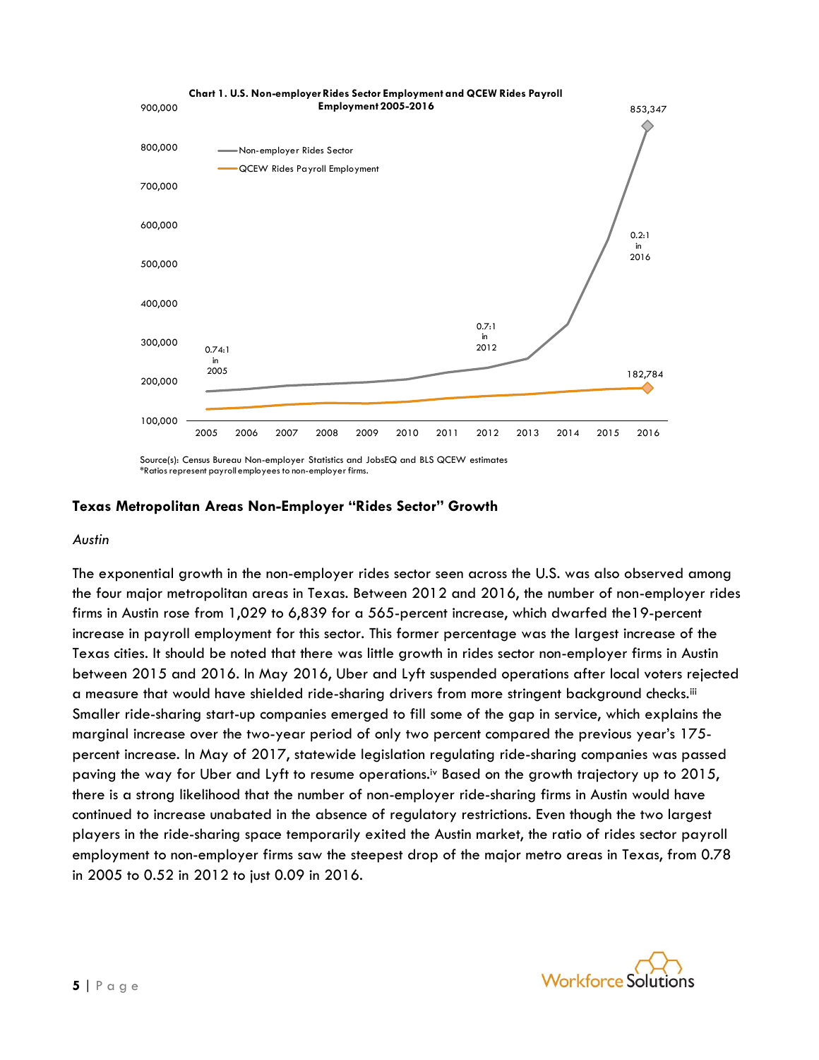**Chart 1. U.S. Non-employer Rides Sector Employment and QCEW Rides Payroll Employment 2005-2016**

Source(s): Census Bureau Non-employer Statistics and JobsEQ and BLS QCEW estimates
*Ratios represent payroll employees to non-employer firms.

## Texas Metropolitan Areas Non-Employer "Rides Sector" Growth

### *Austin*

The exponential growth in the non-employer rides sector seen across the U.S. was also observed among the four major metropolitan areas in Texas. Between 2012 and 2016, the number of non-employer rides firms in Austin rose from 1,029 to 6,839 for a 565-percent increase, which dwarfed the19-percent increase in payroll employment for this sector. This former percentage was the largest increase of the Texas cities. It should be noted that there was little growth in rides sector non-employer firms in Austin between 2015 and 2016. In May 2016, Uber and Lyft suspended operations after local voters rejected a measure that would have shielded ride-sharing drivers from more stringent background checks.[iii] Smaller ride-sharing start-up companies emerged to fill some of the gap in service, which explains the marginal increase over the two-year period of only two percent compared the previous year's 175-percent increase. In May of 2017, statewide legislation regulating ride-sharing companies was passed paving the way for Uber and Lyft to resume operations.[iv] Based on the growth trajectory up to 2015, there is a strong likelihood that the number of non-employer ride-sharing firms in Austin would have continued to increase unabated in the absence of regulatory restrictions. Even though the two largest players in the ride-sharing space temporarily exited the Austin market, the ratio of rides sector payroll employment to non-employer firms saw the steepest drop of the major metro areas in Texas, from 0.78 in 2005 to 0.52 in 2012 to just 0.09 in 2016.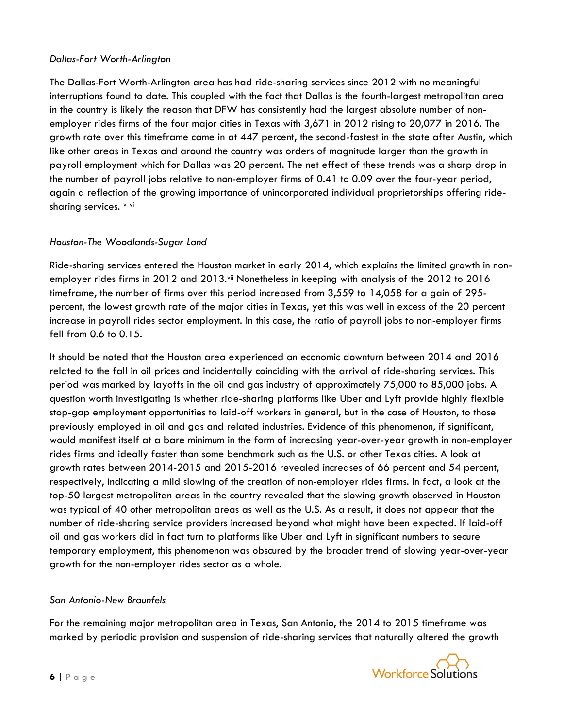*Dallas-Fort Worth-Arlington*

The Dallas-Fort Worth-Arlington area has had ride-sharing services since 2012 with no meaningful interruptions found to date. This coupled with the fact that Dallas is the fourth-largest metropolitan area in the country is likely the reason that DFW has consistently had the largest absolute number of non-employer rides firms of the four major cities in Texas with 3,671 in 2012 rising to 20,077 in 2016. The growth rate over this timeframe came in at 447 percent, the second-fastest in the state after Austin, which like other areas in Texas and around the country was orders of magnitude larger than the growth in payroll employment which for Dallas was 20 percent. The net effect of these trends was a sharp drop in the number of payroll jobs relative to non-employer firms of 0.41 to 0.09 over the four-year period, again a reflection of the growing importance of unincorporated individual proprietorships offering ride-sharing services. [v] [vi]

*Houston-The Woodlands-Sugar Land*

Ride-sharing services entered the Houston market in early 2014, which explains the limited growth in non-employer rides firms in 2012 and 2013.[vii] Nonetheless in keeping with analysis of the 2012 to 2016 timeframe, the number of firms over this period increased from 3,559 to 14,058 for a gain of 295-percent, the lowest growth rate of the major cities in Texas, yet this was well in excess of the 20 percent increase in payroll rides sector employment. In this case, the ratio of payroll jobs to non-employer firms fell from 0.6 to 0.15.

It should be noted that the Houston area experienced an economic downturn between 2014 and 2016 related to the fall in oil prices and incidentally coinciding with the arrival of ride-sharing services. This period was marked by layoffs in the oil and gas industry of approximately 75,000 to 85,000 jobs. A question worth investigating is whether ride-sharing platforms like Uber and Lyft provide highly flexible stop-gap employment opportunities to laid-off workers in general, but in the case of Houston, to those previously employed in oil and gas and related industries. Evidence of this phenomenon, if significant, would manifest itself at a bare minimum in the form of increasing year-over-year growth in non-employer rides firms and ideally faster than some benchmark such as the U.S. or other Texas cities. A look at growth rates between 2014-2015 and 2015-2016 revealed increases of 66 percent and 54 percent, respectively, indicating a mild slowing of the creation of non-employer rides firms. In fact, a look at the top-50 largest metropolitan areas in the country revealed that the slowing growth observed in Houston was typical of 40 other metropolitan areas as well as the U.S. As a result, it does not appear that the number of ride-sharing service providers increased beyond what might have been expected. If laid-off oil and gas workers did in fact turn to platforms like Uber and Lyft in significant numbers to secure temporary employment, this phenomenon was obscured by the broader trend of slowing year-over-year growth for the non-employer rides sector as a whole.

*San Antonio-New Braunfels*

For the remaining major metropolitan area in Texas, San Antonio, the 2014 to 2015 timeframe was marked by periodic provision and suspension of ride-sharing services that naturally altered the growth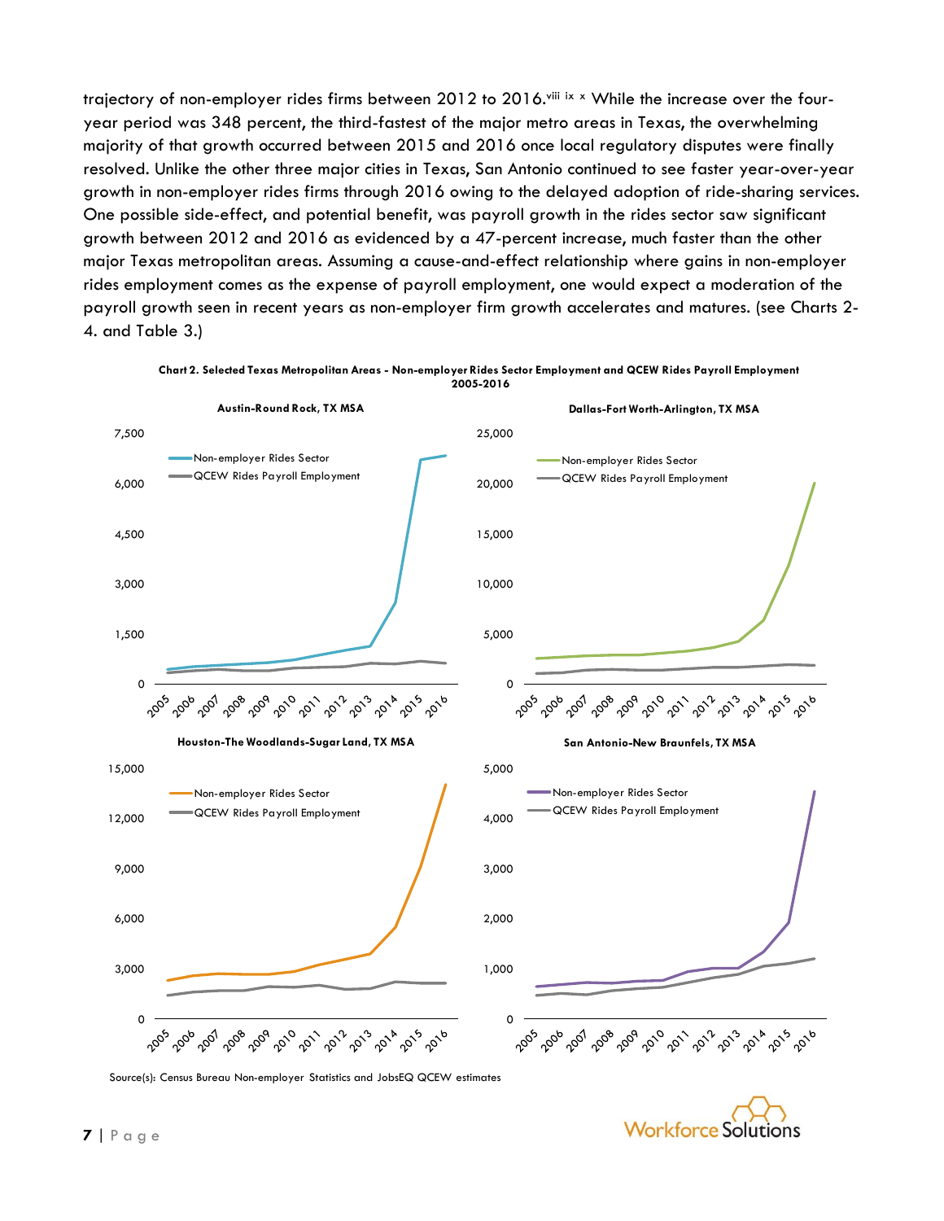trajectory of non-employer rides firms between 2012 to 2016.[viii] [ix] [x] While the increase over the four-year period was 348 percent, the third-fastest of the major metro areas in Texas, the overwhelming majority of that growth occurred between 2015 and 2016 once local regulatory disputes were finally resolved. Unlike the other three major cities in Texas, San Antonio continued to see faster year-over-year growth in non-employer rides firms through 2016 owing to the delayed adoption of ride-sharing services. One possible side-effect, and potential benefit, was payroll growth in the rides sector saw significant growth between 2012 and 2016 as evidenced by a 47-percent increase, much faster than the other major Texas metropolitan areas. Assuming a cause-and-effect relationship where gains in non-employer rides employment comes as the expense of payroll employment, one would expect a moderation of the payroll growth seen in recent years as non-employer firm growth accelerates and matures. (see Charts 2-4. and Table 3.)

**Chart 2. Selected Texas Metropolitan Areas - Non-employer Rides Sector Employment and QCEW Rides Payroll Employment 2005-2016**

Source(s): Census Bureau Non-employer Statistics and JobsEQ QCEW estimates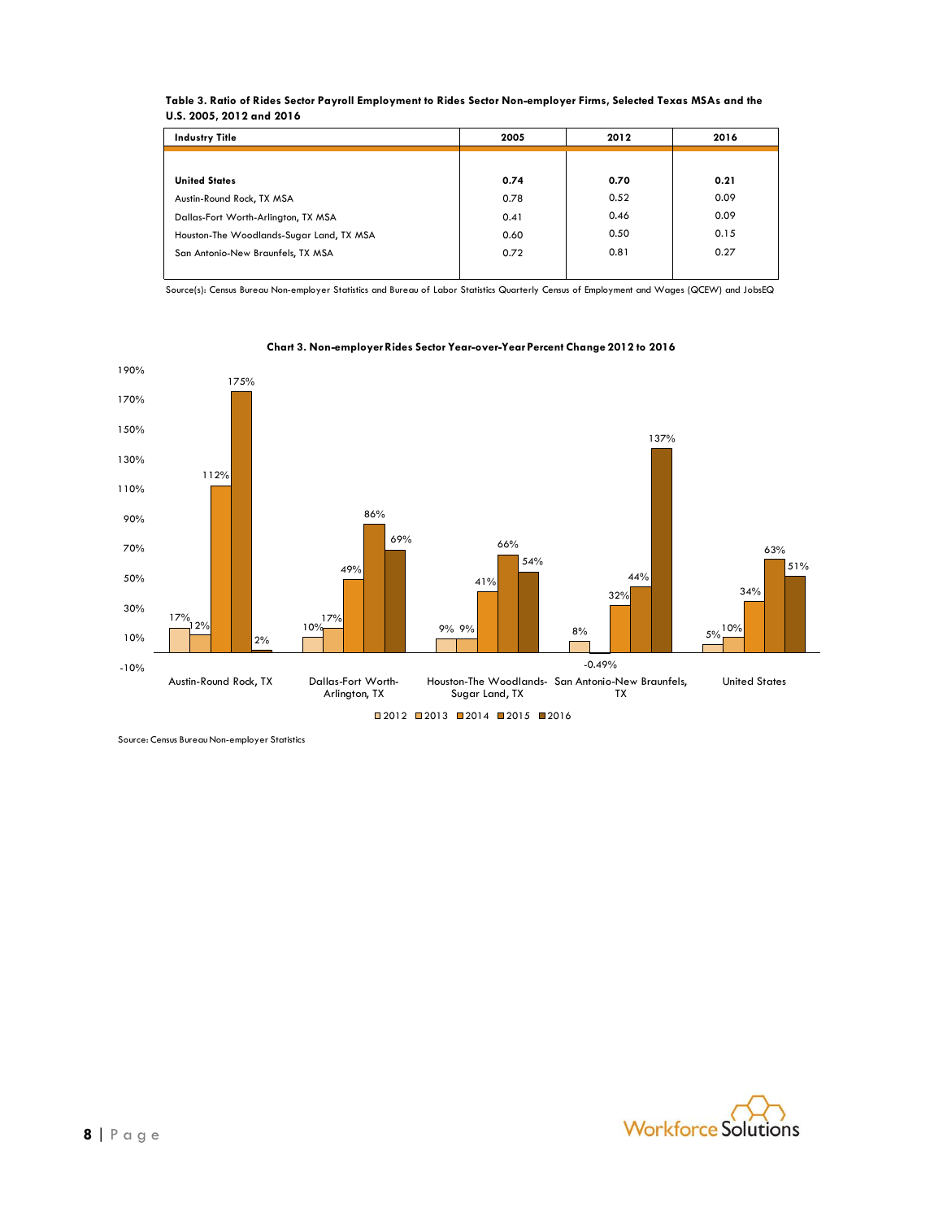**Table 3. Ratio of Rides Sector Payroll Employment to Rides Sector Non-employer Firms, Selected Texas MSAs and the U.S. 2005, 2012 and 2016**

| Industry Title | 2005 | 2012 | 2016 |
|---|---|---|---|
| **United States** | **0.74** | **0.70** | **0.21** |
| Austin-Round Rock, TX MSA | 0.78 | 0.52 | 0.09 |
| Dallas-Fort Worth-Arlington, TX MSA | 0.41 | 0.46 | 0.09 |
| Houston-The Woodlands-Sugar Land, TX MSA | 0.60 | 0.50 | 0.15 |
| San Antonio-New Braunfels, TX MSA | 0.72 | 0.81 | 0.27 |

Source(s): Census Bureau Non-employer Statistics and Bureau of Labor Statistics Quarterly Census of Employment and Wages (QCEW) and JobsEQ

**Chart 3. Non-employer Rides Sector Year-over-Year Percent Change 2012 to 2016**

| Area | 2012 | 2013 | 2014 | 2015 | 2016 |
|---|---|---|---|---|---|
| Austin-Round Rock, TX | 17% | 12% | 112% | 175% | 2% |
| Dallas-Fort Worth-Arlington, TX | 10% | 17% | 49% | 86% | 69% |
| Houston-The Woodlands-Sugar Land, TX | 9% | 9% | 41% | 66% | 54% |
| San Antonio-New Braunfels, TX | 8% | -0.49% | 32% | 44% | 137% |
| United States | 5% | 10% | 34% | 63% | 51% |

Source: Census Bureau Non-employer Statistics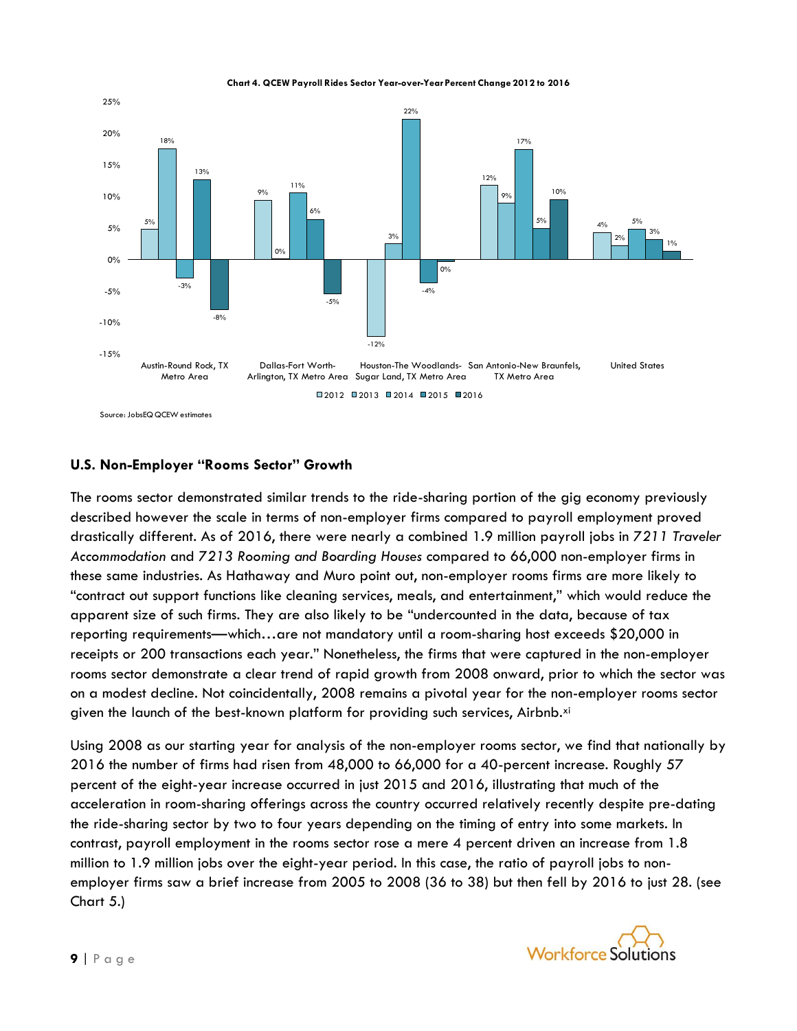**Chart 4. QCEW Payroll Rides Sector Year-over-Year Percent Change 2012 to 2016**

| Area | 2012 | 2013 | 2014 | 2015 | 2016 |
|---|---|---|---|---|---|
| Austin-Round Rock, TX Metro Area | 5% | 18% | -3% | 13% | -8% |
| Dallas-Fort Worth-Arlington, TX Metro Area | 9% | 0% | 11% | 6% | -5% |
| Houston-The Woodlands-Sugar Land, TX Metro Area | -12% | 3% | 22% | -4% | 0% |
| San Antonio-New Braunfels, TX Metro Area | 12% | 9% | 17% | 5% | 10% |
| United States | 4% | 2% | 5% | 3% | 1% |

Source: JobsEQ QCEW estimates

### U.S. Non-Employer "Rooms Sector" Growth

The rooms sector demonstrated similar trends to the ride-sharing portion of the gig economy previously described however the scale in terms of non-employer firms compared to payroll employment proved drastically different. As of 2016, there were nearly a combined 1.9 million payroll jobs in *7211 Traveler Accommodation* and *7213 Rooming and Boarding Houses* compared to 66,000 non-employer firms in these same industries. As Hathaway and Muro point out, non-employer rooms firms are more likely to "contract out support functions like cleaning services, meals, and entertainment," which would reduce the apparent size of such firms. They are also likely to be "undercounted in the data, because of tax reporting requirements—which…are not mandatory until a room-sharing host exceeds $20,000 in receipts or 200 transactions each year." Nonetheless, the firms that were captured in the non-employer rooms sector demonstrate a clear trend of rapid growth from 2008 onward, prior to which the sector was on a modest decline. Not coincidentally, 2008 remains a pivotal year for the non-employer rooms sector given the launch of the best-known platform for providing such services, Airbnb.[xi]

Using 2008 as our starting year for analysis of the non-employer rooms sector, we find that nationally by 2016 the number of firms had risen from 48,000 to 66,000 for a 40-percent increase. Roughly 57 percent of the eight-year increase occurred in just 2015 and 2016, illustrating that much of the acceleration in room-sharing offerings across the country occurred relatively recently despite pre-dating the ride-sharing sector by two to four years depending on the timing of entry into some markets. In contrast, payroll employment in the rooms sector rose a mere 4 percent driven an increase from 1.8 million to 1.9 million jobs over the eight-year period. In this case, the ratio of payroll jobs to non-employer firms saw a brief increase from 2005 to 2008 (36 to 38) but then fell by 2016 to just 28. (see Chart 5.)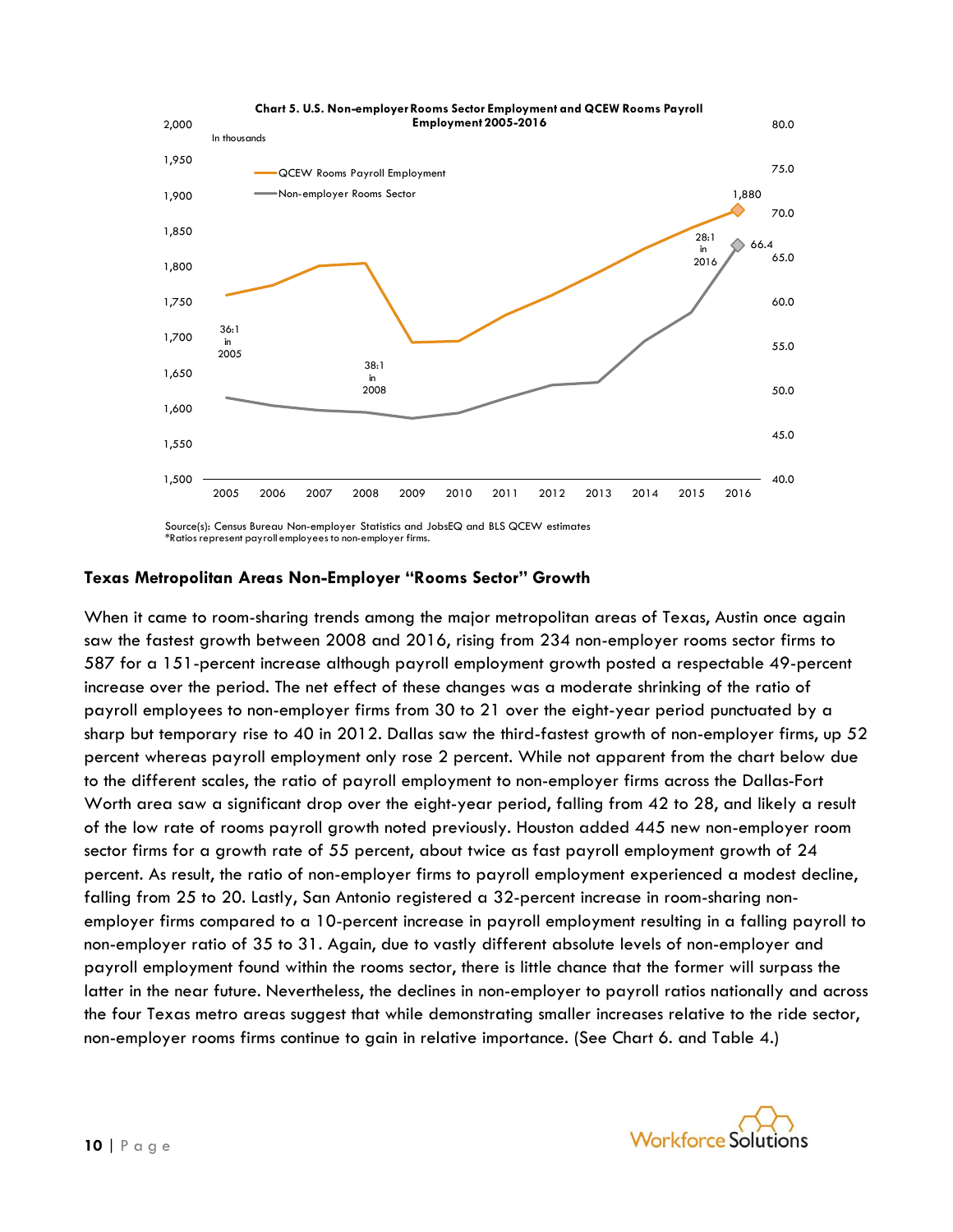**Chart 5. U.S. Non-employer Rooms Sector Employment and QCEW Rooms Payroll Employment 2005-2016**

In thousands

- QCEW Rooms Payroll Employment
- Non-employer Rooms Sector

36:1 in 2005

38:1 in 2008

28:1 in 2016

1,880

66.4

Source(s): Census Bureau Non-employer Statistics and JobsEQ and BLS QCEW estimates
*Ratios represent payroll employees to non-employer firms.

### Texas Metropolitan Areas Non-Employer "Rooms Sector" Growth

When it came to room-sharing trends among the major metropolitan areas of Texas, Austin once again saw the fastest growth between 2008 and 2016, rising from 234 non-employer rooms sector firms to 587 for a 151-percent increase although payroll employment growth posted a respectable 49-percent increase over the period. The net effect of these changes was a moderate shrinking of the ratio of payroll employees to non-employer firms from 30 to 21 over the eight-year period punctuated by a sharp but temporary rise to 40 in 2012. Dallas saw the third-fastest growth of non-employer firms, up 52 percent whereas payroll employment only rose 2 percent. While not apparent from the chart below due to the different scales, the ratio of payroll employment to non-employer firms across the Dallas-Fort Worth area saw a significant drop over the eight-year period, falling from 42 to 28, and likely a result of the low rate of rooms payroll growth noted previously. Houston added 445 new non-employer room sector firms for a growth rate of 55 percent, about twice as fast payroll employment growth of 24 percent. As result, the ratio of non-employer firms to payroll employment experienced a modest decline, falling from 25 to 20. Lastly, San Antonio registered a 32-percent increase in room-sharing non-employer firms compared to a 10-percent increase in payroll employment resulting in a falling payroll to non-employer ratio of 35 to 31. Again, due to vastly different absolute levels of non-employer and payroll employment found within the rooms sector, there is little chance that the former will surpass the latter in the near future. Nevertheless, the declines in non-employer to payroll ratios nationally and across the four Texas metro areas suggest that while demonstrating smaller increases relative to the ride sector, non-employer rooms firms continue to gain in relative importance. (See Chart 6. and Table 4.)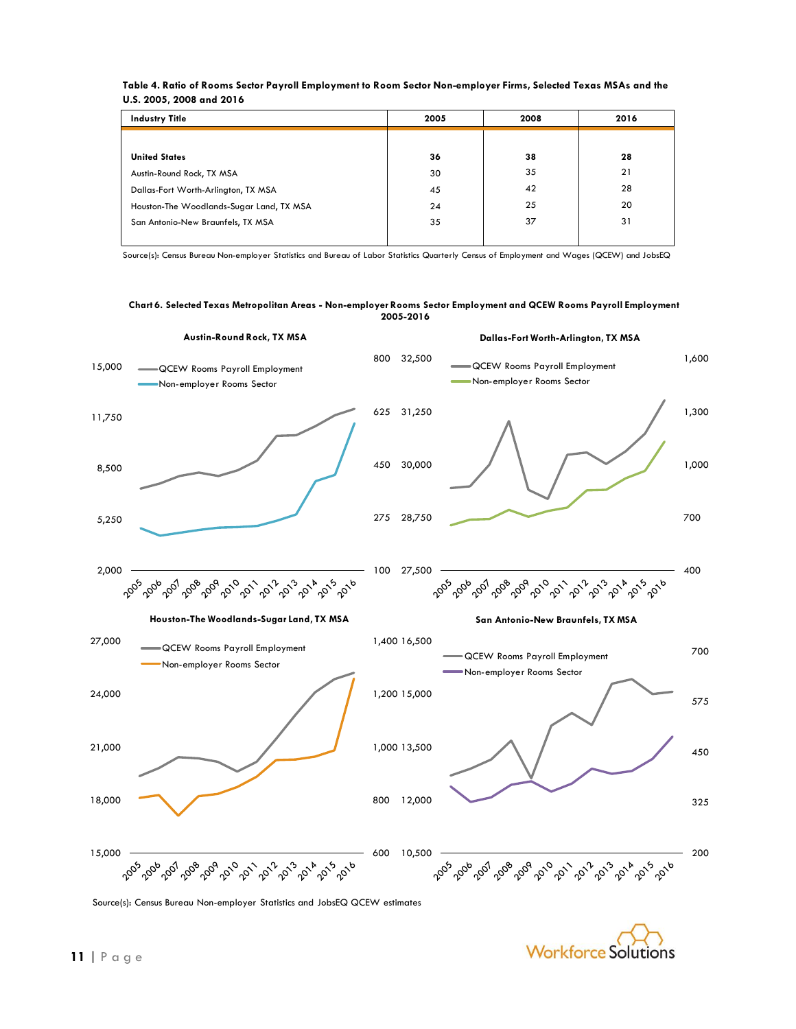**Table 4. Ratio of Rooms Sector Payroll Employment to Room Sector Non-employer Firms, Selected Texas MSAs and the U.S. 2005, 2008 and 2016**

| Industry Title | 2005 | 2008 | 2016 |
|---|---|---|---|
| **United States** | **36** | **38** | **28** |
| Austin-Round Rock, TX MSA | 30 | 35 | 21 |
| Dallas-Fort Worth-Arlington, TX MSA | 45 | 42 | 28 |
| Houston-The Woodlands-Sugar Land, TX MSA | 24 | 25 | 20 |
| San Antonio-New Braunfels, TX MSA | 35 | 37 | 31 |

Source(s): Census Bureau Non-employer Statistics and Bureau of Labor Statistics Quarterly Census of Employment and Wages (QCEW) and JobsEQ

**Chart 6. Selected Texas Metropolitan Areas - Non-employer Rooms Sector Employment and QCEW Rooms Payroll Employment 2005-2016**

Source(s): Census Bureau Non-employer Statistics and JobsEQ QCEW estimates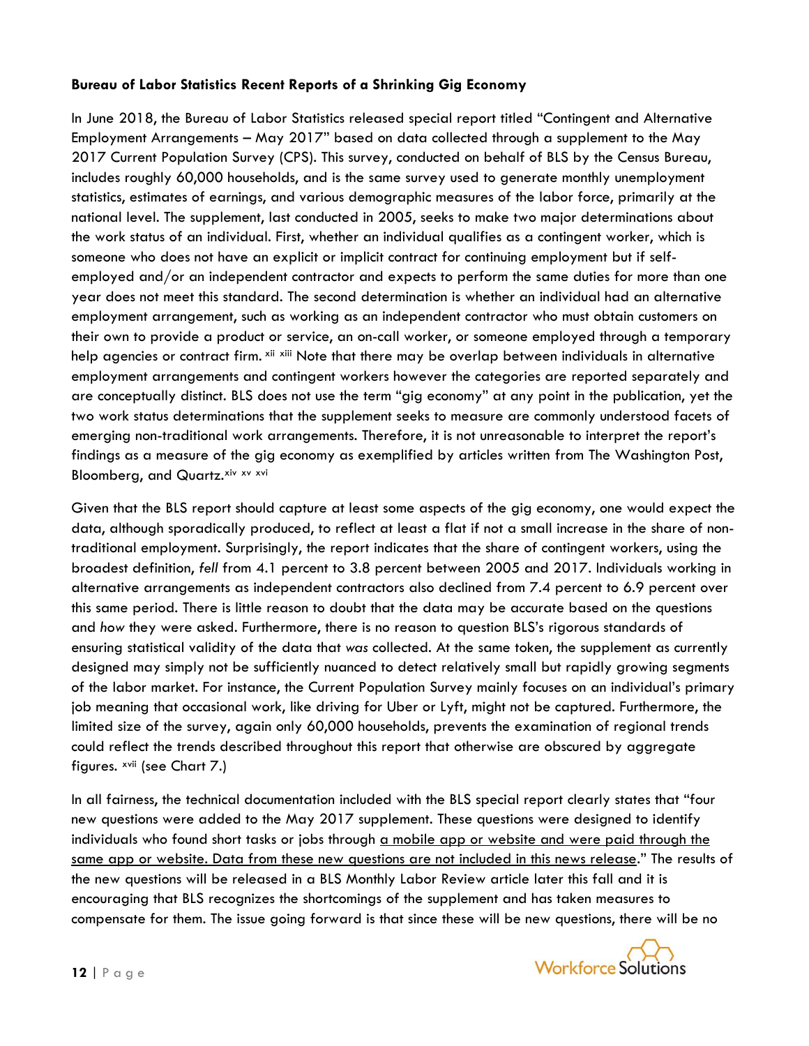**Bureau of Labor Statistics Recent Reports of a Shrinking Gig Economy**

In June 2018, the Bureau of Labor Statistics released special report titled "Contingent and Alternative Employment Arrangements – May 2017" based on data collected through a supplement to the May 2017 Current Population Survey (CPS). This survey, conducted on behalf of BLS by the Census Bureau, includes roughly 60,000 households, and is the same survey used to generate monthly unemployment statistics, estimates of earnings, and various demographic measures of the labor force, primarily at the national level. The supplement, last conducted in 2005, seeks to make two major determinations about the work status of an individual. First, whether an individual qualifies as a contingent worker, which is someone who does not have an explicit or implicit contract for continuing employment but if self-employed and/or an independent contractor and expects to perform the same duties for more than one year does not meet this standard. The second determination is whether an individual had an alternative employment arrangement, such as working as an independent contractor who must obtain customers on their own to provide a product or service, an on-call worker, or someone employed through a temporary help agencies or contract firm. [xii] [xiii] Note that there may be overlap between individuals in alternative employment arrangements and contingent workers however the categories are reported separately and are conceptually distinct. BLS does not use the term "gig economy" at any point in the publication, yet the two work status determinations that the supplement seeks to measure are commonly understood facets of emerging non-traditional work arrangements. Therefore, it is not unreasonable to interpret the report's findings as a measure of the gig economy as exemplified by articles written from The Washington Post, Bloomberg, and Quartz.[xiv] [xv] [xvi]

Given that the BLS report should capture at least some aspects of the gig economy, one would expect the data, although sporadically produced, to reflect at least a flat if not a small increase in the share of non-traditional employment. Surprisingly, the report indicates that the share of contingent workers, using the broadest definition, *fell* from 4.1 percent to 3.8 percent between 2005 and 2017. Individuals working in alternative arrangements as independent contractors also declined from 7.4 percent to 6.9 percent over this same period. There is little reason to doubt that the data may be accurate based on the questions and *how* they were asked. Furthermore, there is no reason to question BLS's rigorous standards of ensuring statistical validity of the data that *was* collected. At the same token, the supplement as currently designed may simply not be sufficiently nuanced to detect relatively small but rapidly growing segments of the labor market. For instance, the Current Population Survey mainly focuses on an individual's primary job meaning that occasional work, like driving for Uber or Lyft, might not be captured. Furthermore, the limited size of the survey, again only 60,000 households, prevents the examination of regional trends could reflect the trends described throughout this report that otherwise are obscured by aggregate figures. [xvii] (see Chart 7.)

In all fairness, the technical documentation included with the BLS special report clearly states that "four new questions were added to the May 2017 supplement. These questions were designed to identify individuals who found short tasks or jobs through a mobile app or website and were paid through the same app or website. Data from these new questions are not included in this news release." The results of the new questions will be released in a BLS Monthly Labor Review article later this fall and it is encouraging that BLS recognizes the shortcomings of the supplement and has taken measures to compensate for them. The issue going forward is that since these will be new questions, there will be no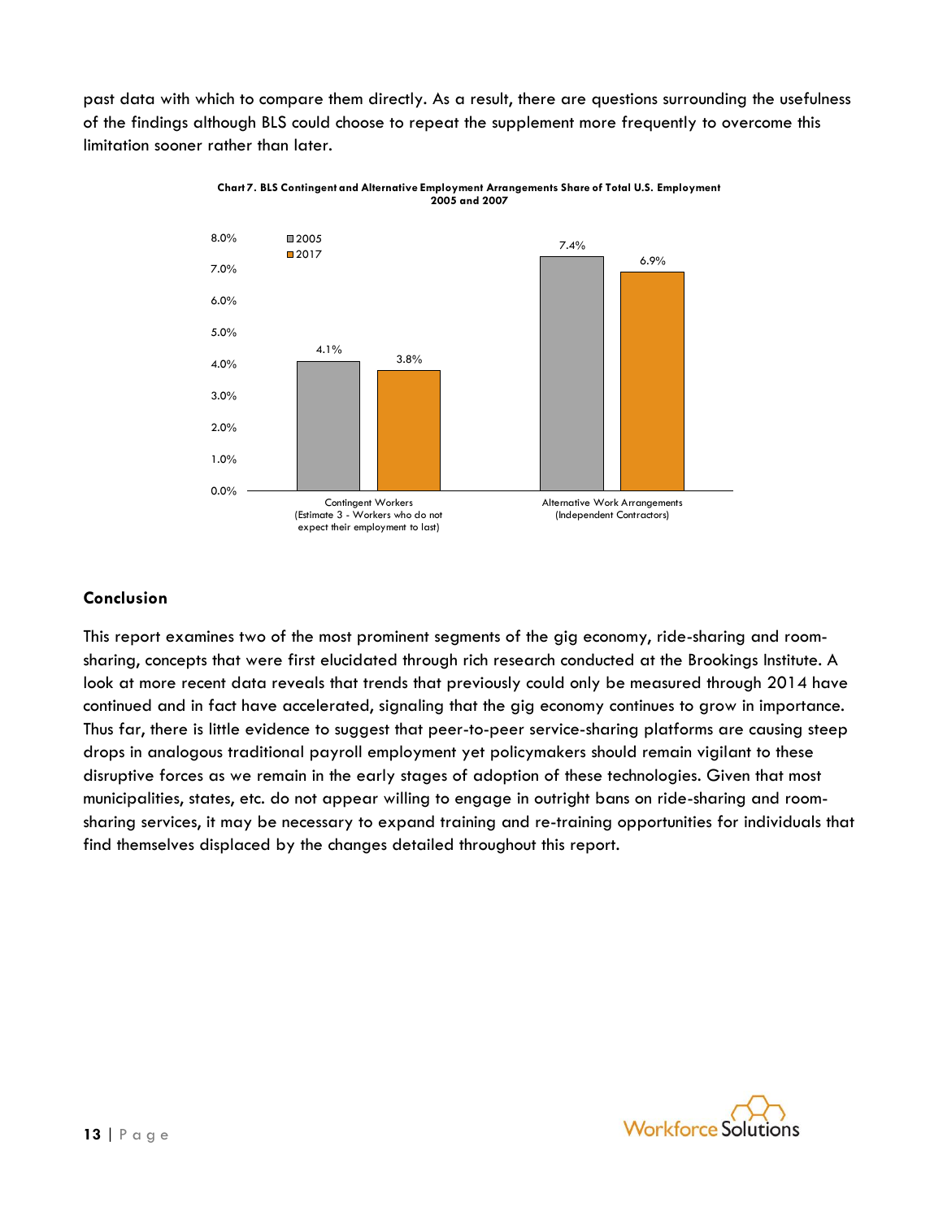past data with which to compare them directly. As a result, there are questions surrounding the usefulness of the findings although BLS could choose to repeat the supplement more frequently to overcome this limitation sooner rather than later.

**Chart 7. BLS Contingent and Alternative Employment Arrangements Share of Total U.S. Employment 2005 and 2007**

| | 2005 | 2017 |
|---|---|---|
| Contingent Workers (Estimate 3 - Workers who do not expect their employment to last) | 4.1% | 3.8% |
| Alternative Work Arrangements (Independent Contractors) | 7.4% | 6.9% |

### Conclusion

This report examines two of the most prominent segments of the gig economy, ride-sharing and room-sharing, concepts that were first elucidated through rich research conducted at the Brookings Institute. A look at more recent data reveals that trends that previously could only be measured through 2014 have continued and in fact have accelerated, signaling that the gig economy continues to grow in importance. Thus far, there is little evidence to suggest that peer-to-peer service-sharing platforms are causing steep drops in analogous traditional payroll employment yet policymakers should remain vigilant to these disruptive forces as we remain in the early stages of adoption of these technologies. Given that most municipalities, states, etc. do not appear willing to engage in outright bans on ride-sharing and room-sharing services, it may be necessary to expand training and re-training opportunities for individuals that find themselves displaced by the changes detailed throughout this report.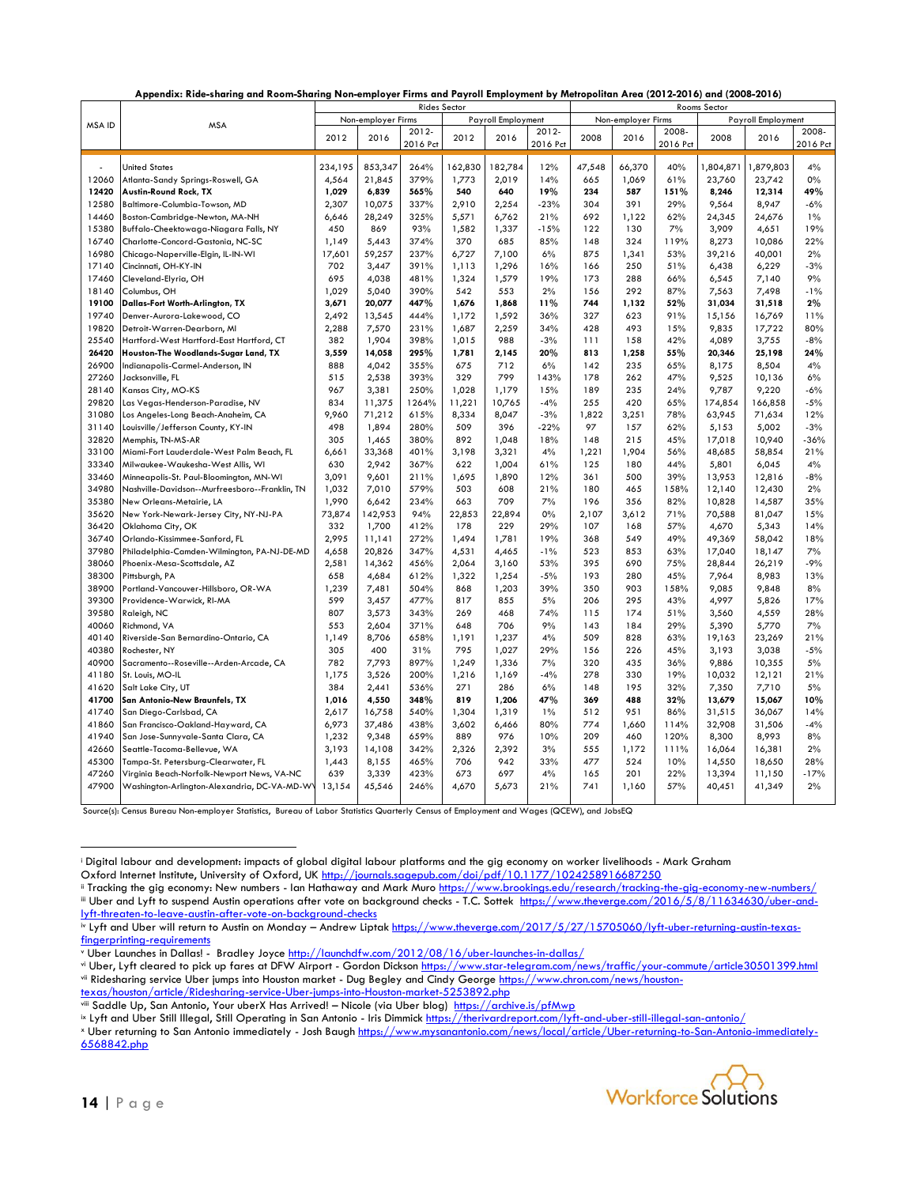**Appendix: Ride-sharing and Room-Sharing Non-employer Firms and Payroll Employment by Metropolitan Area (2012-2016) and (2008-2016)**

| MSA ID | MSA | Rides Sector | | | | | | Rooms Sector | | | | | |
|---|---|---|---|---|---|---|---|---|---|---|---|---|---|
| | | Non-employer Firms | | | Payroll Employment | | | Non-employer Firms | | | Payroll Employment | | |
| | | 2012 | 2016 | 2012-2016 Pct | 2012 | 2016 | 2012-2016 Pct | 2008 | 2016 | 2008-2016 Pct | 2008 | 2016 | 2008-2016 Pct |
| - | United States | 234,195 | 853,347 | 264% | 162,830 | 182,784 | 12% | 47,548 | 66,370 | 40% | 1,804,871 | 1,879,803 | 4% |
| 12060 | Atlanta-Sandy Springs-Roswell, GA | 4,564 | 21,845 | 379% | 1,773 | 2,019 | 14% | 665 | 1,069 | 61% | 23,760 | 23,742 | 0% |
| **12420** | **Austin-Round Rock, TX** | **1,029** | **6,839** | **565%** | **540** | **640** | **19%** | **234** | **587** | **151%** | **8,246** | **12,314** | **49%** |
| 12580 | Baltimore-Columbia-Towson, MD | 2,307 | 10,075 | 337% | 2,910 | 2,254 | -23% | 304 | 391 | 29% | 9,564 | 8,947 | -6% |
| 14460 | Boston-Cambridge-Newton, MA-NH | 6,646 | 28,249 | 325% | 5,571 | 6,762 | 21% | 692 | 1,122 | 62% | 24,345 | 24,676 | 1% |
| 15380 | Buffalo-Cheektowaga-Niagara Falls, NY | 450 | 869 | 93% | 1,582 | 1,337 | -15% | 122 | 130 | 7% | 3,909 | 4,651 | 19% |
| 16740 | Charlotte-Concord-Gastonia, NC-SC | 1,149 | 5,443 | 374% | 370 | 685 | 85% | 148 | 324 | 119% | 8,273 | 10,086 | 22% |
| 16980 | Chicago-Naperville-Elgin, IL-IN-WI | 17,601 | 59,257 | 237% | 6,727 | 7,100 | 6% | 875 | 1,341 | 53% | 39,216 | 40,001 | 2% |
| 17140 | Cincinnati, OH-KY-IN | 702 | 3,447 | 391% | 1,113 | 1,296 | 16% | 166 | 250 | 51% | 6,438 | 6,229 | -3% |
| 17460 | Cleveland-Elyria, OH | 695 | 4,038 | 481% | 1,324 | 1,579 | 19% | 173 | 288 | 66% | 6,545 | 7,140 | 9% |
| 18140 | Columbus, OH | 1,029 | 5,040 | 390% | 542 | 553 | 2% | 156 | 292 | 87% | 7,563 | 7,498 | -1% |
| **19100** | **Dallas-Fort Worth-Arlington, TX** | **3,671** | **20,077** | **447%** | **1,676** | **1,868** | **11%** | **744** | **1,132** | **52%** | **31,034** | **31,518** | **2%** |
| 19740 | Denver-Aurora-Lakewood, CO | 2,492 | 13,545 | 444% | 1,172 | 1,592 | 36% | 327 | 623 | 91% | 15,156 | 16,769 | 11% |
| 19820 | Detroit-Warren-Dearborn, MI | 2,288 | 7,570 | 231% | 1,687 | 2,259 | 34% | 428 | 493 | 15% | 9,835 | 17,722 | 80% |
| 25540 | Hartford-West Hartford-East Hartford, CT | 382 | 1,904 | 398% | 1,015 | 988 | -3% | 111 | 158 | 42% | 4,089 | 3,755 | -8% |
| **26420** | **Houston-The Woodlands-Sugar Land, TX** | **3,559** | **14,058** | **295%** | **1,781** | **2,145** | **20%** | **813** | **1,258** | **55%** | **20,346** | **25,198** | **24%** |
| 26900 | Indianapolis-Carmel-Anderson, IN | 888 | 4,042 | 355% | 675 | 712 | 6% | 142 | 235 | 65% | 8,175 | 8,504 | 4% |
| 27260 | Jacksonville, FL | 515 | 2,538 | 393% | 329 | 799 | 143% | 178 | 262 | 47% | 9,525 | 10,136 | 6% |
| 28140 | Kansas City, MO-KS | 967 | 3,381 | 250% | 1,028 | 1,179 | 15% | 189 | 235 | 24% | 9,787 | 9,220 | -6% |
| 29820 | Las Vegas-Henderson-Paradise, NV | 834 | 11,375 | 1264% | 11,221 | 10,765 | -4% | 255 | 420 | 65% | 174,854 | 166,858 | -5% |
| 31080 | Los Angeles-Long Beach-Anaheim, CA | 9,960 | 71,212 | 615% | 8,334 | 8,047 | -3% | 1,822 | 3,251 | 78% | 63,945 | 71,634 | 12% |
| 31140 | Louisville/Jefferson County, KY-IN | 498 | 1,894 | 280% | 509 | 396 | -22% | 97 | 157 | 62% | 5,153 | 5,002 | -3% |
| 32820 | Memphis, TN-MS-AR | 305 | 1,465 | 380% | 892 | 1,048 | 18% | 148 | 215 | 45% | 17,018 | 10,940 | -36% |
| 33100 | Miami-Fort Lauderdale-West Palm Beach, FL | 6,661 | 33,368 | 401% | 3,198 | 3,321 | 4% | 1,221 | 1,904 | 56% | 48,685 | 58,854 | 21% |
| 33340 | Milwaukee-Waukesha-West Allis, WI | 630 | 2,942 | 367% | 622 | 1,004 | 61% | 125 | 180 | 44% | 5,801 | 6,045 | 4% |
| 33460 | Minneapolis-St. Paul-Bloomington, MN-WI | 3,091 | 9,601 | 211% | 1,695 | 1,890 | 12% | 361 | 500 | 39% | 13,953 | 12,816 | -8% |
| 34980 | Nashville-Davidson--Murfreesboro--Franklin, TN | 1,032 | 7,010 | 579% | 503 | 608 | 21% | 180 | 465 | 158% | 12,140 | 12,430 | 2% |
| 35380 | New Orleans-Metairie, LA | 1,990 | 6,642 | 234% | 663 | 709 | 7% | 196 | 356 | 82% | 10,828 | 14,587 | 35% |
| 35620 | New York-Newark-Jersey City, NY-NJ-PA | 73,874 | 142,953 | 94% | 22,853 | 22,894 | 0% | 2,107 | 3,612 | 71% | 70,588 | 81,047 | 15% |
| 36420 | Oklahoma City, OK | 332 | 1,700 | 412% | 178 | 229 | 29% | 107 | 168 | 57% | 4,670 | 5,343 | 14% |
| 36740 | Orlando-Kissimmee-Sanford, FL | 2,995 | 11,141 | 272% | 1,494 | 1,781 | 19% | 368 | 549 | 49% | 49,369 | 58,042 | 18% |
| 37980 | Philadelphia-Camden-Wilmington, PA-NJ-DE-MD | 4,658 | 20,826 | 347% | 4,531 | 4,465 | -1% | 523 | 853 | 63% | 17,040 | 18,147 | 7% |
| 38060 | Phoenix-Mesa-Scottsdale, AZ | 2,581 | 14,362 | 456% | 2,064 | 3,160 | 53% | 395 | 690 | 75% | 28,844 | 26,219 | -9% |
| 38300 | Pittsburgh, PA | 658 | 4,684 | 612% | 1,322 | 1,254 | -5% | 193 | 280 | 45% | 7,964 | 8,983 | 13% |
| 38900 | Portland-Vancouver-Hillsboro, OR-WA | 1,239 | 7,481 | 504% | 868 | 1,203 | 39% | 350 | 903 | 158% | 9,085 | 9,848 | 8% |
| 39300 | Providence-Warwick, RI-MA | 599 | 3,457 | 477% | 817 | 855 | 5% | 206 | 295 | 43% | 4,997 | 5,826 | 17% |
| 39580 | Raleigh, NC | 807 | 3,573 | 343% | 269 | 468 | 74% | 115 | 174 | 51% | 3,560 | 4,559 | 28% |
| 40060 | Richmond, VA | 553 | 2,604 | 371% | 648 | 706 | 9% | 143 | 184 | 29% | 5,390 | 5,770 | 7% |
| 40140 | Riverside-San Bernardino-Ontario, CA | 1,149 | 8,706 | 658% | 1,191 | 1,237 | 4% | 509 | 828 | 63% | 19,163 | 23,269 | 21% |
| 40380 | Rochester, NY | 305 | 400 | 31% | 795 | 1,027 | 29% | 156 | 226 | 45% | 3,193 | 3,038 | -5% |
| 40900 | Sacramento--Roseville--Arden-Arcade, CA | 782 | 7,793 | 897% | 1,249 | 1,336 | 7% | 320 | 435 | 36% | 9,886 | 10,355 | 5% |
| 41180 | St. Louis, MO-IL | 1,175 | 3,526 | 200% | 1,216 | 1,169 | -4% | 278 | 330 | 19% | 10,032 | 12,121 | 21% |
| 41620 | Salt Lake City, UT | 384 | 2,441 | 536% | 271 | 286 | 6% | 148 | 195 | 32% | 7,350 | 7,710 | 5% |
| **41700** | **San Antonio-New Braunfels, TX** | **1,016** | **4,550** | **348%** | **819** | **1,206** | **47%** | **369** | **488** | **32%** | **13,679** | **15,067** | **10%** |
| 41740 | San Diego-Carlsbad, CA | 2,617 | 16,758 | 540% | 1,304 | 1,319 | 1% | 512 | 951 | 86% | 31,515 | 36,067 | 14% |
| 41860 | San Francisco-Oakland-Hayward, CA | 6,973 | 37,486 | 438% | 3,602 | 6,466 | 80% | 774 | 1,660 | 114% | 32,908 | 31,506 | -4% |
| 41940 | San Jose-Sunnyvale-Santa Clara, CA | 1,232 | 9,348 | 659% | 889 | 976 | 10% | 209 | 460 | 120% | 8,300 | 8,993 | 8% |
| 42660 | Seattle-Tacoma-Bellevue, WA | 3,193 | 14,108 | 342% | 2,326 | 2,392 | 3% | 555 | 1,172 | 111% | 16,064 | 16,381 | 2% |
| 45300 | Tampa-St. Petersburg-Clearwater, FL | 1,443 | 8,155 | 465% | 706 | 942 | 33% | 477 | 524 | 10% | 14,550 | 18,650 | 28% |
| 47260 | Virginia Beach-Norfolk-Newport News, VA-NC | 639 | 3,339 | 423% | 673 | 697 | 4% | 165 | 201 | 22% | 13,394 | 11,150 | -17% |
| 47900 | Washington-Arlington-Alexandria, DC-VA-MD-WV | 13,154 | 45,546 | 246% | 4,670 | 5,673 | 21% | 741 | 1,160 | 57% | 40,451 | 41,349 | 2% |

Source(s): Census Bureau Non-employer Statistics, Bureau of Labor Statistics Quarterly Census of Employment and Wages (QCEW), and JobsEQ

---

[i] Digital labour and development: impacts of global digital labour platforms and the gig economy on worker livelihoods - Mark Graham Oxford Internet Institute, University of Oxford, UK http://journals.sagepub.com/doi/pdf/10.1177/1024258916687250

[ii] Tracking the gig economy: New numbers - Ian Hathaway and Mark Muro https://www.brookings.edu/research/tracking-the-gig-economy-new-numbers/

[iii] Uber and Lyft to suspend Austin operations after vote on background checks - T.C. Sottek https://www.theverge.com/2016/5/8/11634630/uber-and-lyft-threaten-to-leave-austin-after-vote-on-background-checks

[iv] Lyft and Uber will return to Austin on Monday – Andrew Liptak https://www.theverge.com/2017/5/27/15705060/lyft-uber-returning-austin-texas-fingerprinting-requirements

[v] Uber Launches in Dallas! - Bradley Joyce http://launchdfw.com/2012/08/16/uber-launches-in-dallas/

[vi] Uber, Lyft cleared to pick up fares at DFW Airport - Gordon Dickson https://www.star-telegram.com/news/traffic/your-commute/article30501399.html

[vii] Ridesharing service Uber jumps into Houston market - Dug Begley and Cindy George https://www.chron.com/news/houston-texas/houston/article/Ridesharing-service-Uber-jumps-into-Houston-market-5253892.php

[viii] Saddle Up, San Antonio, Your uberX Has Arrived! – Nicole (via Uber blog) https://archive.is/pfMwp

[ix] Lyft and Uber Still Illegal, Still Operating in San Antonio - Iris Dimmick https://therivardreport.com/lyft-and-uber-still-illegal-san-antonio/

[x] Uber returning to San Antonio immediately - Josh Baugh https://www.mysanantonio.com/news/local/article/Uber-returning-to-San-Antonio-immediately-6568842.php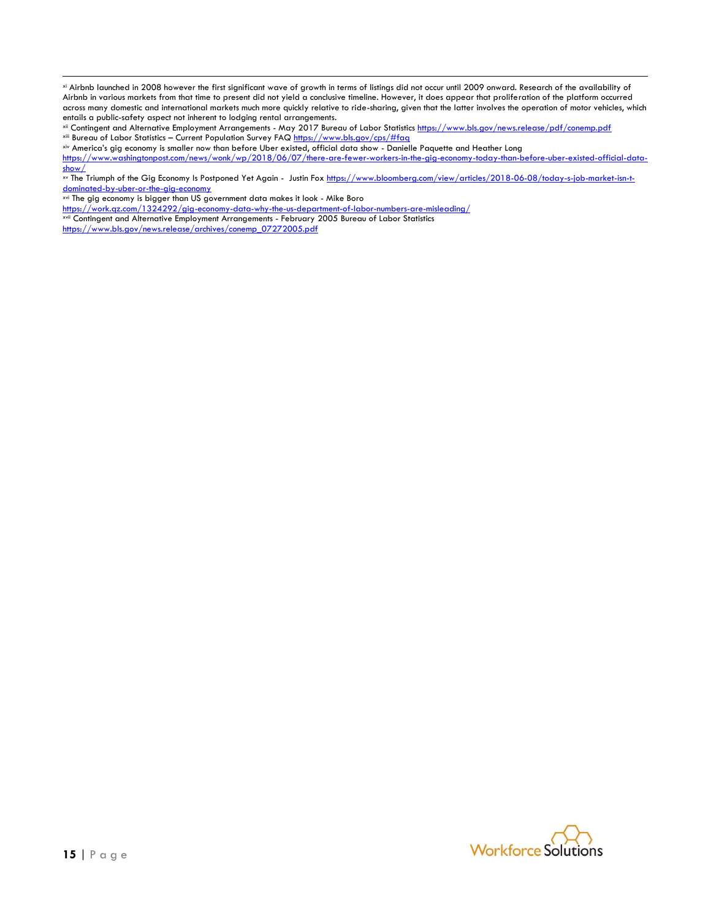[xi] Airbnb launched in 2008 however the first significant wave of growth in terms of listings did not occur until 2009 onward. Research of the availability of Airbnb in various markets from that time to present did not yield a conclusive timeline. However, it does appear that proliferation of the platform occurred across many domestic and international markets much more quickly relative to ride-sharing, given that the latter involves the operation of motor vehicles, which entails a public-safety aspect not inherent to lodging rental arrangements.

[xii] Contingent and Alternative Employment Arrangements - May 2017 Bureau of Labor Statistics https://www.bls.gov/news.release/pdf/conemp.pdf

[xiii] Bureau of Labor Statistics – Current Population Survey FAQ https://www.bls.gov/cps/#faq

[xiv] America's gig economy is smaller now than before Uber existed, official data show - Danielle Paquette and Heather Long https://www.washingtonpost.com/news/wonk/wp/2018/06/07/there-are-fewer-workers-in-the-gig-economy-today-than-before-uber-existed-official-data-show/

[xv] The Triumph of the Gig Economy Is Postponed Yet Again - Justin Fox https://www.bloomberg.com/view/articles/2018-06-08/today-s-job-market-isn-t-dominated-by-uber-or-the-gig-economy

[xvi] The gig economy is bigger than US government data makes it look - Mike Boro https://work.qz.com/1324292/gig-economy-data-why-the-us-department-of-labor-numbers-are-misleading/

[xvii] Contingent and Alternative Employment Arrangements - February 2005 Bureau of Labor Statistics https://www.bls.gov/news.release/archives/conemp_07272005.pdf